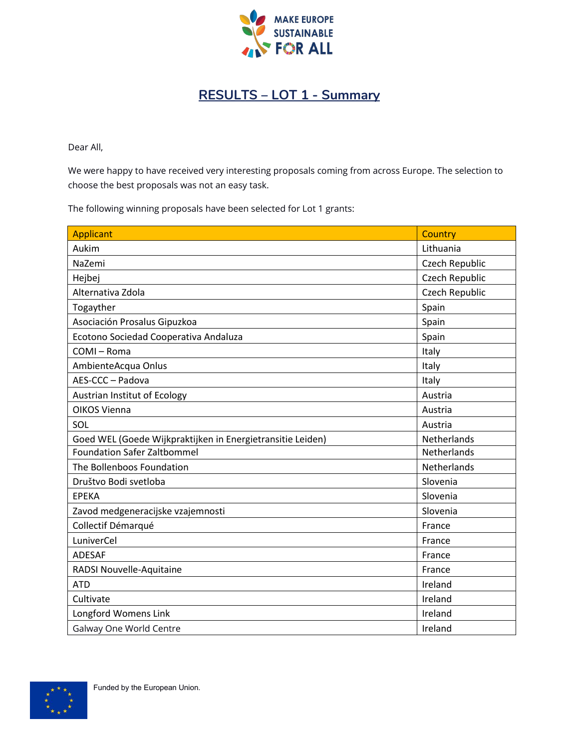# RESULTS – LOT 1 - Summary

Dear All,

We were happy to have received very interesting proposals coming from across Europe. The selection to choose the best proposals was not an easy task.

The following winning proposals have been selected for Lot 1 grants:

| Applicant | Country |
|---|---|
| Aukim | Lithuania |
| NaZemi | Czech Republic |
| Hejbej | Czech Republic |
| Alternativa Zdola | Czech Republic |
| Togayther | Spain |
| Asociación Prosalus Gipuzkoa | Spain |
| Ecotono Sociedad Cooperativa Andaluza | Spain |
| COMI – Roma | Italy |
| AmbienteAcqua Onlus | Italy |
| AES-CCC – Padova | Italy |
| Austrian Institut of Ecology | Austria |
| OIKOS Vienna | Austria |
| SOL | Austria |
| Goed WEL (Goede Wijkpraktijken in Energietransitie Leiden) | Netherlands |
| Foundation Safer Zaltbommel | Netherlands |
| The Bollenboos Foundation | Netherlands |
| Društvo Bodi svetloba | Slovenia |
| EPEKA | Slovenia |
| Zavod medgeneracijske vzajemnosti | Slovenia |
| Collectif Démarqué | France |
| LuniverCel | France |
| ADESAF | France |
| RADSI Nouvelle-Aquitaine | France |
| ATD | Ireland |
| Cultivate | Ireland |
| Longford Womens Link | Ireland |
| Galway One World Centre | Ireland |

Funded by the European Union.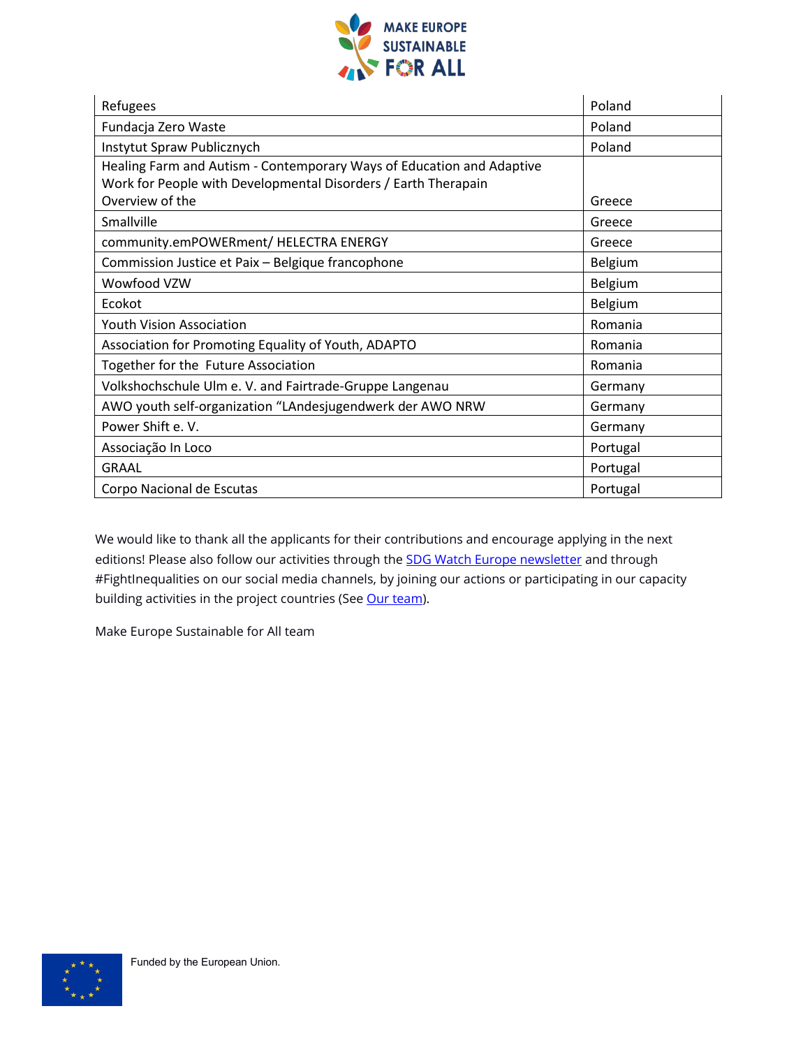| | |
|---|---|
| Refugees | Poland |
| Fundacja Zero Waste | Poland |
| Instytut Spraw Publicznych | Poland |
| Healing Farm and Autism - Contemporary Ways of Education and Adaptive Work for People with Developmental Disorders / Earth Therapain Overview of the | Greece |
| Smallville | Greece |
| community.emPOWERment/ HELECTRA ENERGY | Greece |
| Commission Justice et Paix – Belgique francophone | Belgium |
| Wowfood VZW | Belgium |
| Ecokot | Belgium |
| Youth Vision Association | Romania |
| Association for Promoting Equality of Youth, ADAPTO | Romania |
| Together for the  Future Association | Romania |
| Volkshochschule Ulm e. V. and Fairtrade-Gruppe Langenau | Germany |
| AWO youth self-organization "LAndesjugendwerk der AWO NRW | Germany |
| Power Shift e. V. | Germany |
| Associação In Loco | Portugal |
| GRAAL | Portugal |
| Corpo Nacional de Escutas | Portugal |

We would like to thank all the applicants for their contributions and encourage applying in the next editions! Please also follow our activities through the SDG Watch Europe newsletter and through #FightInequalities on our social media channels, by joining our actions or participating in our capacity building activities in the project countries (See Our team).

Make Europe Sustainable for All team

Funded by the European Union.